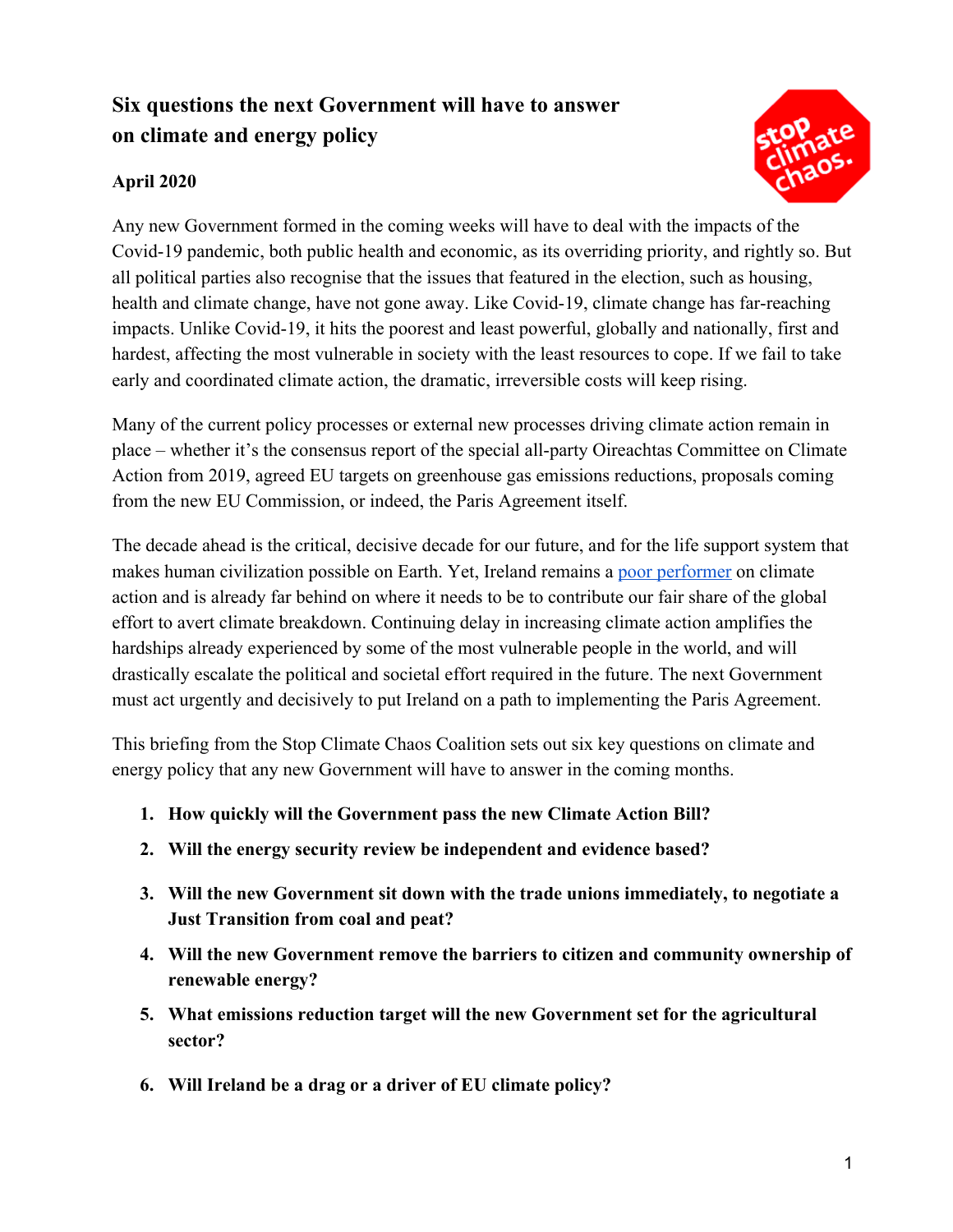# Six questions the next Government will have to answer on climate and energy policy

**April 2020**

Any new Government formed in the coming weeks will have to deal with the impacts of the Covid-19 pandemic, both public health and economic, as its overriding priority, and rightly so. But all political parties also recognise that the issues that featured in the election, such as housing, health and climate change, have not gone away. Like Covid-19, climate change has far-reaching impacts. Unlike Covid-19, it hits the poorest and least powerful, globally and nationally, first and hardest, affecting the most vulnerable in society with the least resources to cope. If we fail to take early and coordinated climate action, the dramatic, irreversible costs will keep rising.

Many of the current policy processes or external new processes driving climate action remain in place – whether it's the consensus report of the special all-party Oireachtas Committee on Climate Action from 2019, agreed EU targets on greenhouse gas emissions reductions, proposals coming from the new EU Commission, or indeed, the Paris Agreement itself.

The decade ahead is the critical, decisive decade for our future, and for the life support system that makes human civilization possible on Earth. Yet, Ireland remains a poor performer on climate action and is already far behind on where it needs to be to contribute our fair share of the global effort to avert climate breakdown. Continuing delay in increasing climate action amplifies the hardships already experienced by some of the most vulnerable people in the world, and will drastically escalate the political and societal effort required in the future. The next Government must act urgently and decisively to put Ireland on a path to implementing the Paris Agreement.

This briefing from the Stop Climate Chaos Coalition sets out six key questions on climate and energy policy that any new Government will have to answer in the coming months.

1. **How quickly will the Government pass the new Climate Action Bill?**
2. **Will the energy security review be independent and evidence based?**
3. **Will the new Government sit down with the trade unions immediately, to negotiate a Just Transition from coal and peat?**
4. **Will the new Government remove the barriers to citizen and community ownership of renewable energy?**
5. **What emissions reduction target will the new Government set for the agricultural sector?**
6. **Will Ireland be a drag or a driver of EU climate policy?**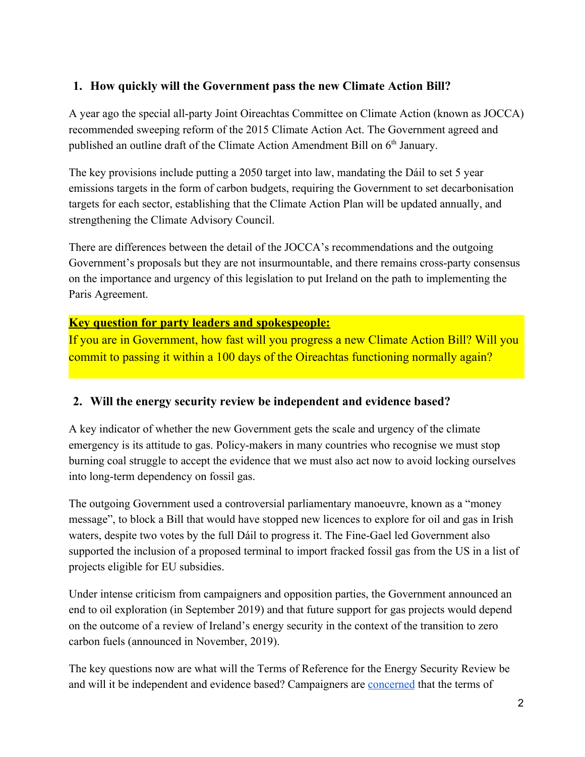## 1. How quickly will the Government pass the new Climate Action Bill?

A year ago the special all-party Joint Oireachtas Committee on Climate Action (known as JOCCA) recommended sweeping reform of the 2015 Climate Action Act. The Government agreed and published an outline draft of the Climate Action Amendment Bill on 6th January.

The key provisions include putting a 2050 target into law, mandating the Dáil to set 5 year emissions targets in the form of carbon budgets, requiring the Government to set decarbonisation targets for each sector, establishing that the Climate Action Plan will be updated annually, and strengthening the Climate Advisory Council.

There are differences between the detail of the JOCCA's recommendations and the outgoing Government's proposals but they are not insurmountable, and there remains cross-party consensus on the importance and urgency of this legislation to put Ireland on the path to implementing the Paris Agreement.

**Key question for party leaders and spokespeople:**
If you are in Government, how fast will you progress a new Climate Action Bill? Will you commit to passing it within a 100 days of the Oireachtas functioning normally again?

## 2. Will the energy security review be independent and evidence based?

A key indicator of whether the new Government gets the scale and urgency of the climate emergency is its attitude to gas. Policy-makers in many countries who recognise we must stop burning coal struggle to accept the evidence that we must also act now to avoid locking ourselves into long-term dependency on fossil gas.

The outgoing Government used a controversial parliamentary manoeuvre, known as a "money message", to block a Bill that would have stopped new licences to explore for oil and gas in Irish waters, despite two votes by the full Dáil to progress it. The Fine-Gael led Government also supported the inclusion of a proposed terminal to import fracked fossil gas from the US in a list of projects eligible for EU subsidies.

Under intense criticism from campaigners and opposition parties, the Government announced an end to oil exploration (in September 2019) and that future support for gas projects would depend on the outcome of a review of Ireland's energy security in the context of the transition to zero carbon fuels (announced in November, 2019).

The key questions now are what will the Terms of Reference for the Energy Security Review be and will it be independent and evidence based? Campaigners are concerned that the terms of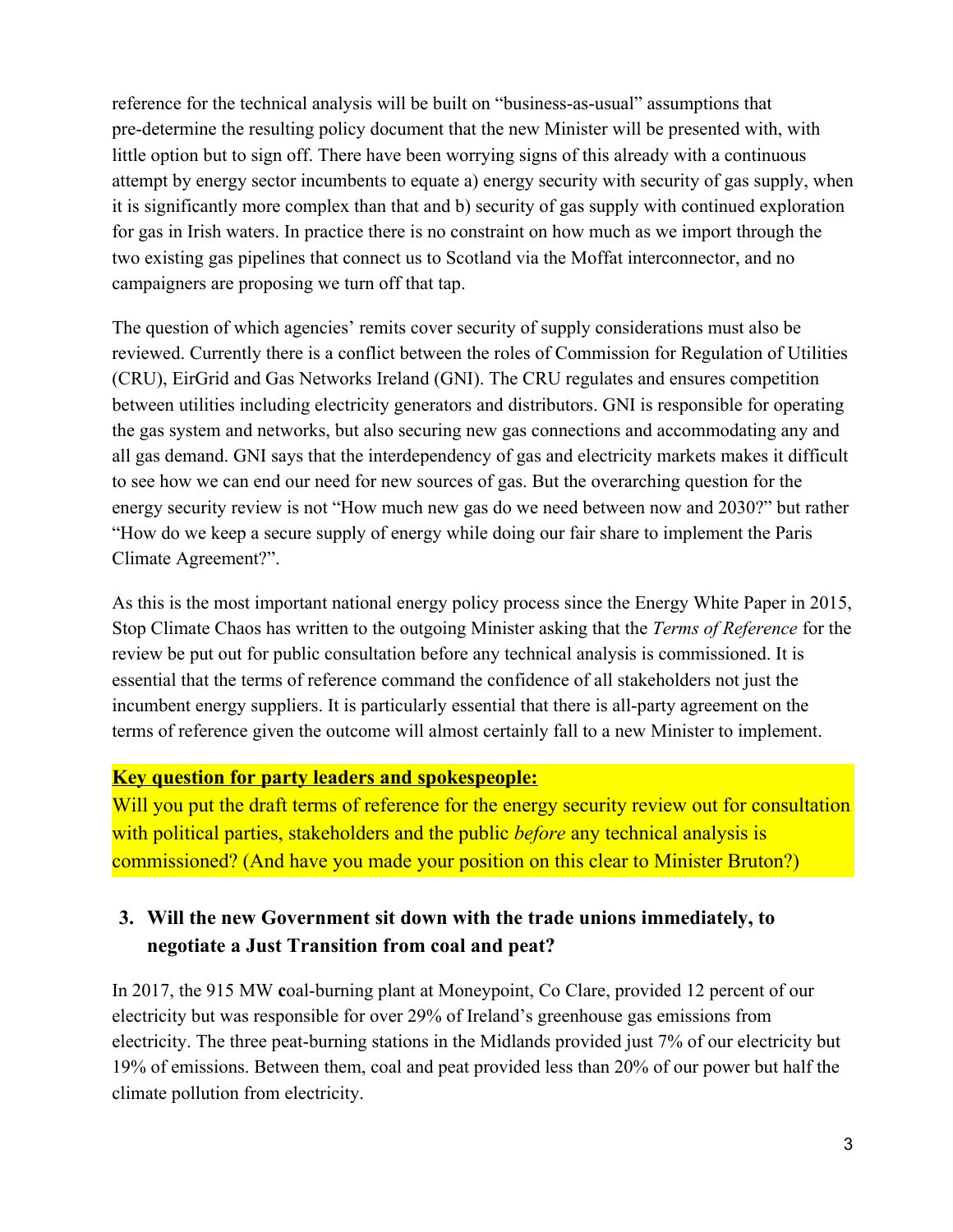reference for the technical analysis will be built on "business-as-usual" assumptions that pre-determine the resulting policy document that the new Minister will be presented with, with little option but to sign off. There have been worrying signs of this already with a continuous attempt by energy sector incumbents to equate a) energy security with security of gas supply, when it is significantly more complex than that and b) security of gas supply with continued exploration for gas in Irish waters. In practice there is no constraint on how much as we import through the two existing gas pipelines that connect us to Scotland via the Moffat interconnector, and no campaigners are proposing we turn off that tap.

The question of which agencies' remits cover security of supply considerations must also be reviewed. Currently there is a conflict between the roles of Commission for Regulation of Utilities (CRU), EirGrid and Gas Networks Ireland (GNI). The CRU regulates and ensures competition between utilities including electricity generators and distributors. GNI is responsible for operating the gas system and networks, but also securing new gas connections and accommodating any and all gas demand. GNI says that the interdependency of gas and electricity markets makes it difficult to see how we can end our need for new sources of gas. But the overarching question for the energy security review is not "How much new gas do we need between now and 2030?" but rather "How do we keep a secure supply of energy while doing our fair share to implement the Paris Climate Agreement?".

As this is the most important national energy policy process since the Energy White Paper in 2015, Stop Climate Chaos has written to the outgoing Minister asking that the *Terms of Reference* for the review be put out for public consultation before any technical analysis is commissioned. It is essential that the terms of reference command the confidence of all stakeholders not just the incumbent energy suppliers. It is particularly essential that there is all-party agreement on the terms of reference given the outcome will almost certainly fall to a new Minister to implement.

**Key question for party leaders and spokespeople:**

Will you put the draft terms of reference for the energy security review out for consultation with political parties, stakeholders and the public *before* any technical analysis is commissioned? (And have you made your position on this clear to Minister Bruton?)

### 3. Will the new Government sit down with the trade unions immediately, to negotiate a Just Transition from coal and peat?

In 2017, the 915 MW coal-burning plant at Moneypoint, Co Clare, provided 12 percent of our electricity but was responsible for over 29% of Ireland's greenhouse gas emissions from electricity. The three peat-burning stations in the Midlands provided just 7% of our electricity but 19% of emissions. Between them, coal and peat provided less than 20% of our power but half the climate pollution from electricity.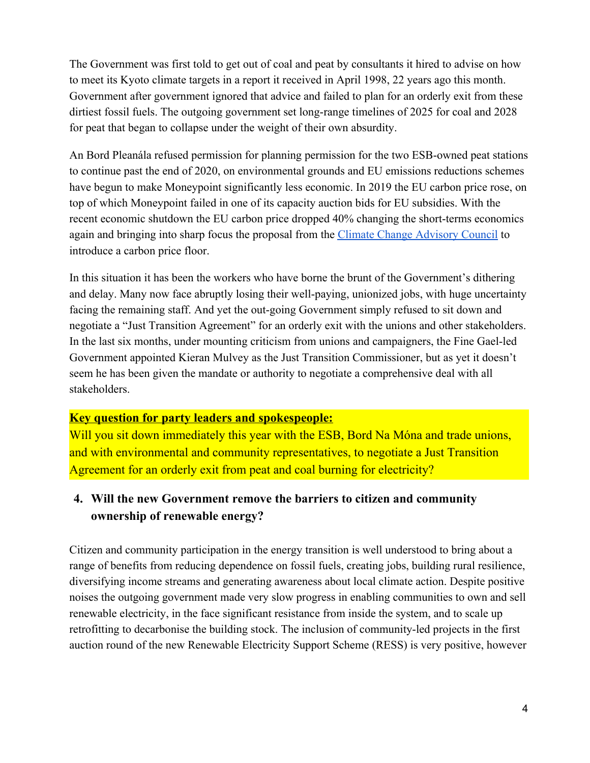The Government was first told to get out of coal and peat by consultants it hired to advise on how to meet its Kyoto climate targets in a report it received in April 1998, 22 years ago this month. Government after government ignored that advice and failed to plan for an orderly exit from these dirtiest fossil fuels. The outgoing government set long-range timelines of 2025 for coal and 2028 for peat that began to collapse under the weight of their own absurdity.

An Bord Pleanála refused permission for planning permission for the two ESB-owned peat stations to continue past the end of 2020, on environmental grounds and EU emissions reductions schemes have begun to make Moneypoint significantly less economic. In 2019 the EU carbon price rose, on top of which Moneypoint failed in one of its capacity auction bids for EU subsidies. With the recent economic shutdown the EU carbon price dropped 40% changing the short-terms economics again and bringing into sharp focus the proposal from the [Climate Change Advisory Council] to introduce a carbon price floor.

In this situation it has been the workers who have borne the brunt of the Government's dithering and delay. Many now face abruptly losing their well-paying, unionized jobs, with huge uncertainty facing the remaining staff. And yet the out-going Government simply refused to sit down and negotiate a "Just Transition Agreement" for an orderly exit with the unions and other stakeholders. In the last six months, under mounting criticism from unions and campaigners, the Fine Gael-led Government appointed Kieran Mulvey as the Just Transition Commissioner, but as yet it doesn't seem he has been given the mandate or authority to negotiate a comprehensive deal with all stakeholders.

**Key question for party leaders and spokespeople:**
Will you sit down immediately this year with the ESB, Bord Na Móna and trade unions, and with environmental and community representatives, to negotiate a Just Transition Agreement for an orderly exit from peat and coal burning for electricity?

### 4. Will the new Government remove the barriers to citizen and community ownership of renewable energy?

Citizen and community participation in the energy transition is well understood to bring about a range of benefits from reducing dependence on fossil fuels, creating jobs, building rural resilience, diversifying income streams and generating awareness about local climate action. Despite positive noises the outgoing government made very slow progress in enabling communities to own and sell renewable electricity, in the face significant resistance from inside the system, and to scale up retrofitting to decarbonise the building stock. The inclusion of community-led projects in the first auction round of the new Renewable Electricity Support Scheme (RESS) is very positive, however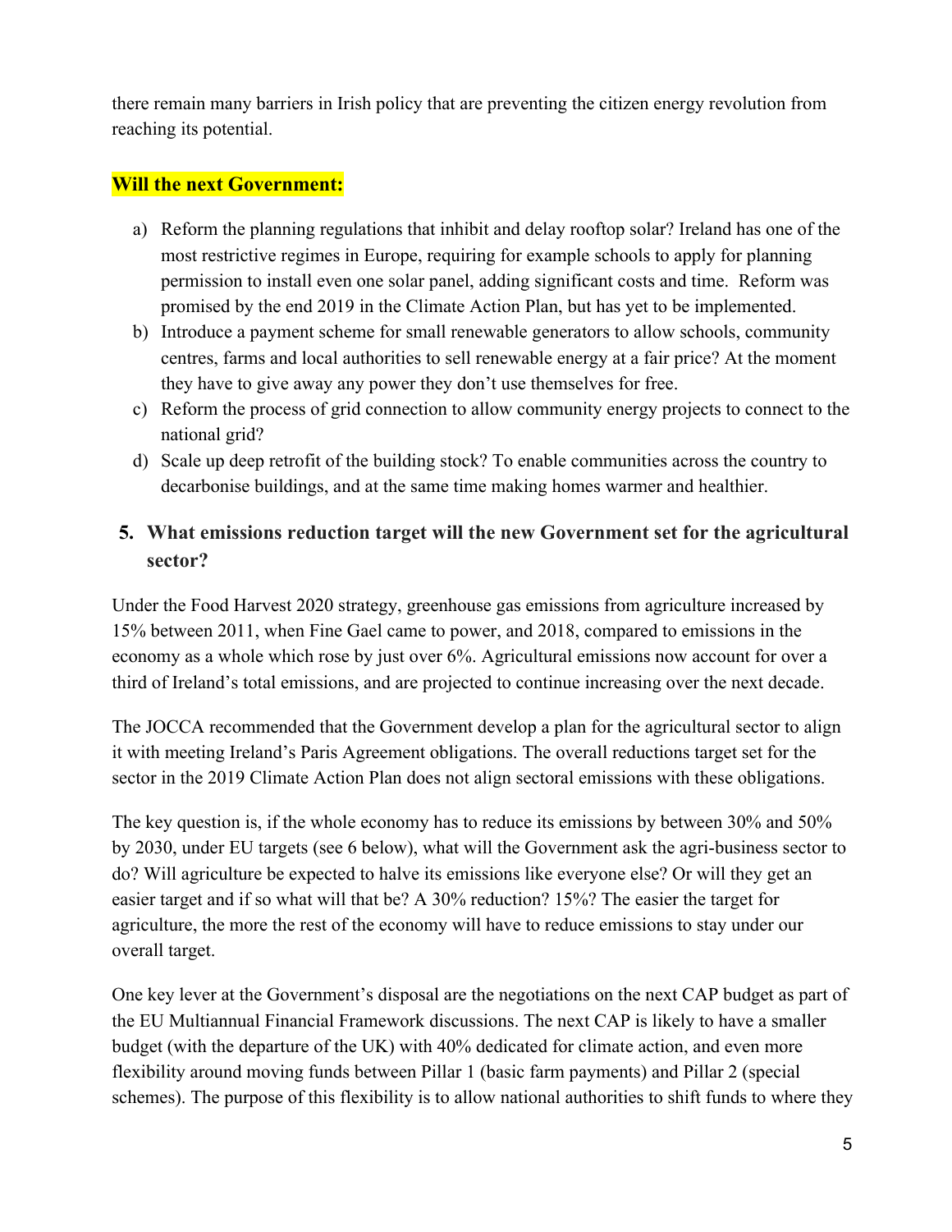there remain many barriers in Irish policy that are preventing the citizen energy revolution from reaching its potential.

**Will the next Government:**

a) Reform the planning regulations that inhibit and delay rooftop solar? Ireland has one of the most restrictive regimes in Europe, requiring for example schools to apply for planning permission to install even one solar panel, adding significant costs and time. Reform was promised by the end 2019 in the Climate Action Plan, but has yet to be implemented.
b) Introduce a payment scheme for small renewable generators to allow schools, community centres, farms and local authorities to sell renewable energy at a fair price? At the moment they have to give away any power they don't use themselves for free.
c) Reform the process of grid connection to allow community energy projects to connect to the national grid?
d) Scale up deep retrofit of the building stock? To enable communities across the country to decarbonise buildings, and at the same time making homes warmer and healthier.

## 5. What emissions reduction target will the new Government set for the agricultural sector?

Under the Food Harvest 2020 strategy, greenhouse gas emissions from agriculture increased by 15% between 2011, when Fine Gael came to power, and 2018, compared to emissions in the economy as a whole which rose by just over 6%. Agricultural emissions now account for over a third of Ireland's total emissions, and are projected to continue increasing over the next decade.

The JOCCA recommended that the Government develop a plan for the agricultural sector to align it with meeting Ireland's Paris Agreement obligations. The overall reductions target set for the sector in the 2019 Climate Action Plan does not align sectoral emissions with these obligations.

The key question is, if the whole economy has to reduce its emissions by between 30% and 50% by 2030, under EU targets (see 6 below), what will the Government ask the agri-business sector to do? Will agriculture be expected to halve its emissions like everyone else? Or will they get an easier target and if so what will that be? A 30% reduction? 15%? The easier the target for agriculture, the more the rest of the economy will have to reduce emissions to stay under our overall target.

One key lever at the Government's disposal are the negotiations on the next CAP budget as part of the EU Multiannual Financial Framework discussions. The next CAP is likely to have a smaller budget (with the departure of the UK) with 40% dedicated for climate action, and even more flexibility around moving funds between Pillar 1 (basic farm payments) and Pillar 2 (special schemes). The purpose of this flexibility is to allow national authorities to shift funds to where they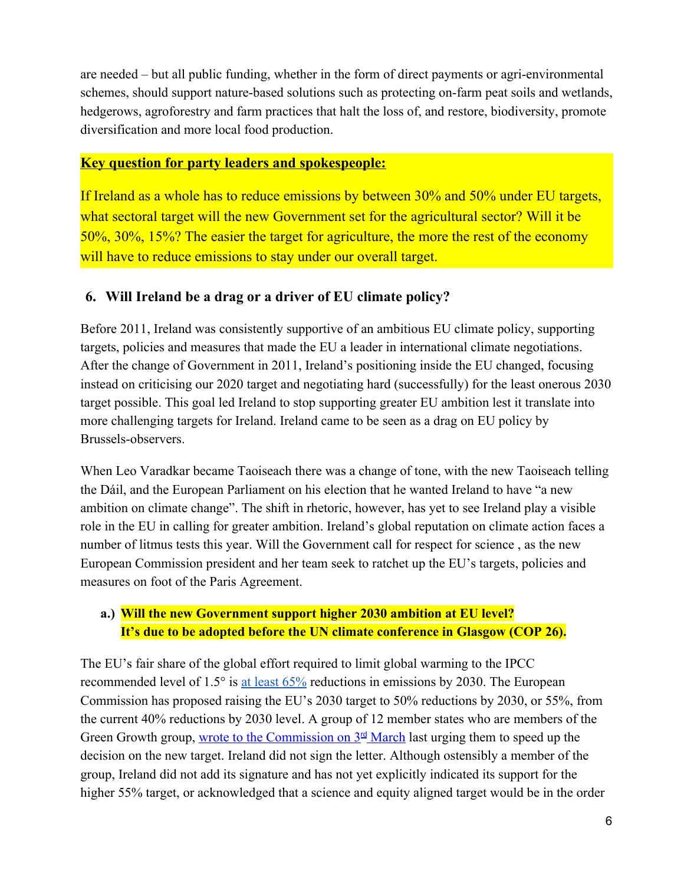are needed – but all public funding, whether in the form of direct payments or agri-environmental schemes, should support nature-based solutions such as protecting on-farm peat soils and wetlands, hedgerows, agroforestry and farm practices that halt the loss of, and restore, biodiversity, promote diversification and more local food production.

**Key question for party leaders and spokespeople:**

If Ireland as a whole has to reduce emissions by between 30% and 50% under EU targets, what sectoral target will the new Government set for the agricultural sector? Will it be 50%, 30%, 15%? The easier the target for agriculture, the more the rest of the economy will have to reduce emissions to stay under our overall target.

## 6. Will Ireland be a drag or a driver of EU climate policy?

Before 2011, Ireland was consistently supportive of an ambitious EU climate policy, supporting targets, policies and measures that made the EU a leader in international climate negotiations. After the change of Government in 2011, Ireland's positioning inside the EU changed, focusing instead on criticising our 2020 target and negotiating hard (successfully) for the least onerous 2030 target possible. This goal led Ireland to stop supporting greater EU ambition lest it translate into more challenging targets for Ireland. Ireland came to be seen as a drag on EU policy by Brussels-observers.

When Leo Varadkar became Taoiseach there was a change of tone, with the new Taoiseach telling the Dáil, and the European Parliament on his election that he wanted Ireland to have "a new ambition on climate change". The shift in rhetoric, however, has yet to see Ireland play a visible role in the EU in calling for greater ambition. Ireland's global reputation on climate action faces a number of litmus tests this year. Will the Government call for respect for science , as the new European Commission president and her team seek to ratchet up the EU's targets, policies and measures on foot of the Paris Agreement.

### a.) Will the new Government support higher 2030 ambition at EU level? It's due to be adopted before the UN climate conference in Glasgow (COP 26).

The EU's fair share of the global effort required to limit global warming to the IPCC recommended level of 1.5° is at least 65% reductions in emissions by 2030. The European Commission has proposed raising the EU's 2030 target to 50% reductions by 2030, or 55%, from the current 40% reductions by 2030 level. A group of 12 member states who are members of the Green Growth group, wrote to the Commission on 3rd March last urging them to speed up the decision on the new target. Ireland did not sign the letter. Although ostensibly a member of the group, Ireland did not add its signature and has not yet explicitly indicated its support for the higher 55% target, or acknowledged that a science and equity aligned target would be in the order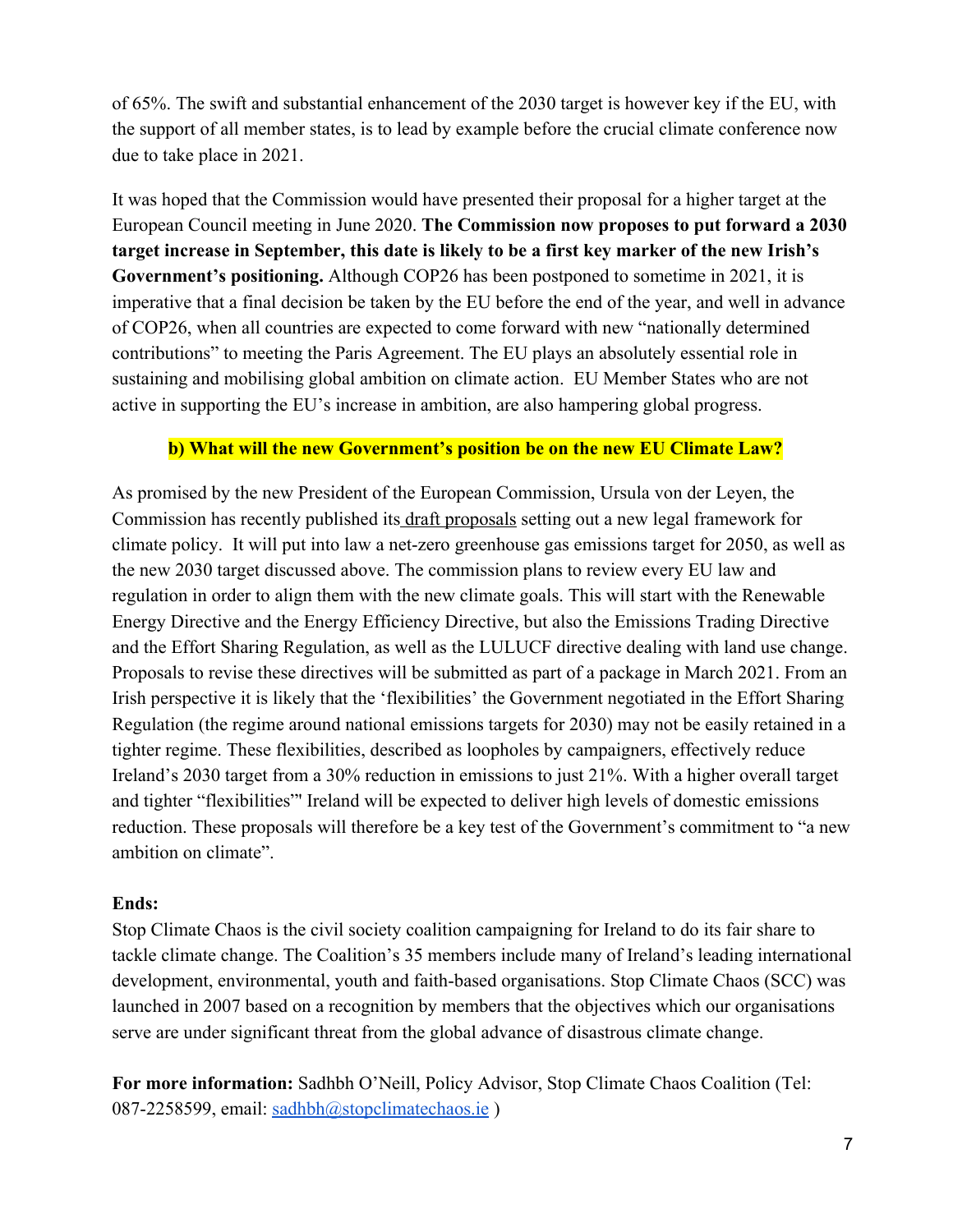of 65%. The swift and substantial enhancement of the 2030 target is however key if the EU, with the support of all member states, is to lead by example before the crucial climate conference now due to take place in 2021.

It was hoped that the Commission would have presented their proposal for a higher target at the European Council meeting in June 2020. **The Commission now proposes to put forward a 2030 target increase in September, this date is likely to be a first key marker of the new Irish's Government's positioning.** Although COP26 has been postponed to sometime in 2021, it is imperative that a final decision be taken by the EU before the end of the year, and well in advance of COP26, when all countries are expected to come forward with new "nationally determined contributions" to meeting the Paris Agreement. The EU plays an absolutely essential role in sustaining and mobilising global ambition on climate action. EU Member States who are not active in supporting the EU's increase in ambition, are also hampering global progress.

**b) What will the new Government's position be on the new EU Climate Law?**

As promised by the new President of the European Commission, Ursula von der Leyen, the Commission has recently published its draft proposals setting out a new legal framework for climate policy. It will put into law a net-zero greenhouse gas emissions target for 2050, as well as the new 2030 target discussed above. The commission plans to review every EU law and regulation in order to align them with the new climate goals. This will start with the Renewable Energy Directive and the Energy Efficiency Directive, but also the Emissions Trading Directive and the Effort Sharing Regulation, as well as the LULUCF directive dealing with land use change. Proposals to revise these directives will be submitted as part of a package in March 2021. From an Irish perspective it is likely that the 'flexibilities' the Government negotiated in the Effort Sharing Regulation (the regime around national emissions targets for 2030) may not be easily retained in a tighter regime. These flexibilities, described as loopholes by campaigners, effectively reduce Ireland's 2030 target from a 30% reduction in emissions to just 21%. With a higher overall target and tighter "flexibilities"' Ireland will be expected to deliver high levels of domestic emissions reduction. These proposals will therefore be a key test of the Government's commitment to "a new ambition on climate".

**Ends:**

Stop Climate Chaos is the civil society coalition campaigning for Ireland to do its fair share to tackle climate change. The Coalition's 35 members include many of Ireland's leading international development, environmental, youth and faith-based organisations. Stop Climate Chaos (SCC) was launched in 2007 based on a recognition by members that the objectives which our organisations serve are under significant threat from the global advance of disastrous climate change.

**For more information:** Sadhbh O'Neill, Policy Advisor, Stop Climate Chaos Coalition (Tel: 087-2258599, email: sadhbh@stopclimatechaos.ie )